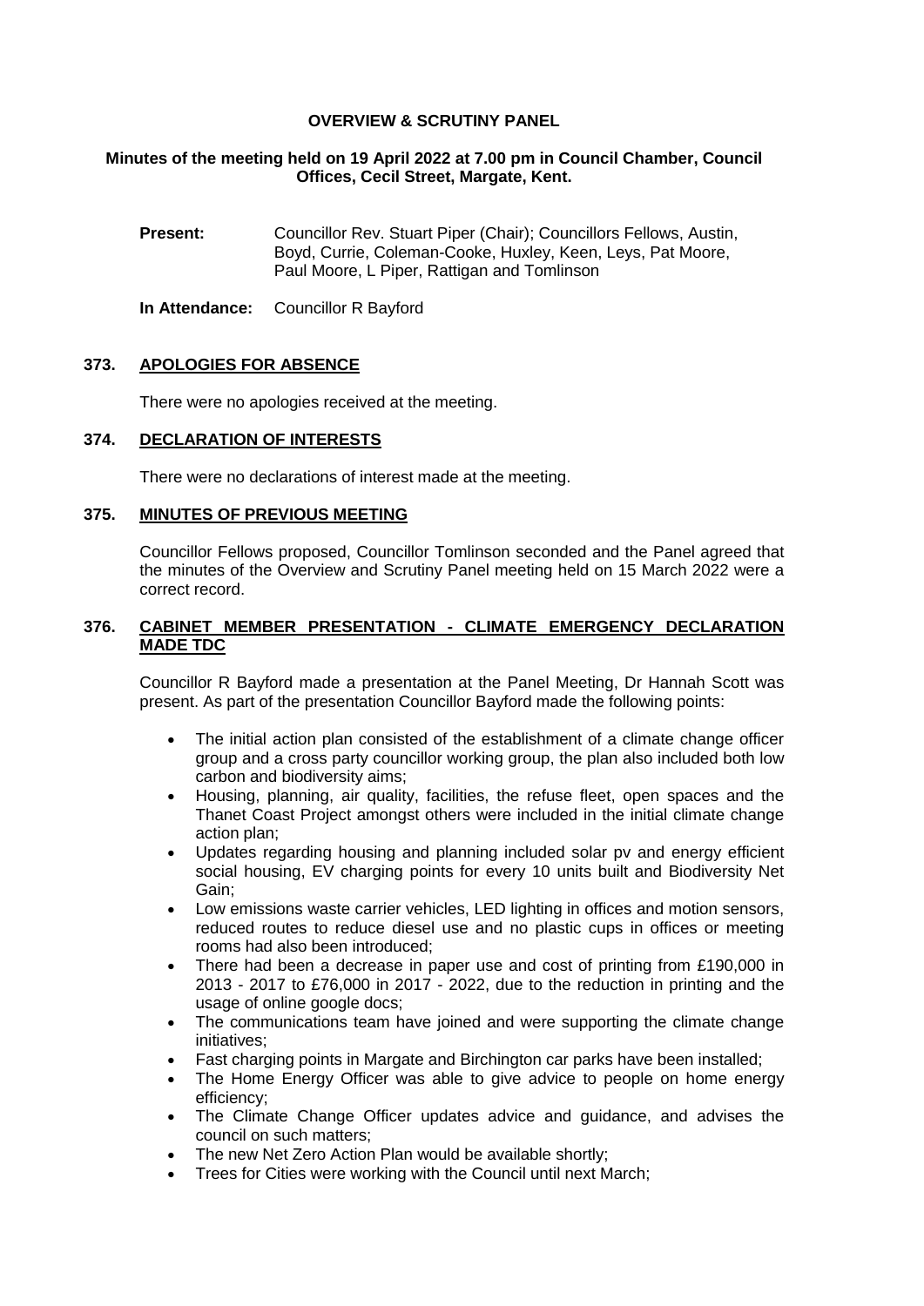# OVERVIEW & SCRUTINY PANEL

**Minutes of the meeting held on 19 April 2022 at 7.00 pm in Council Chamber, Council Offices, Cecil Street, Margate, Kent.**

**Present:** Councillor Rev. Stuart Piper (Chair); Councillors Fellows, Austin, Boyd, Currie, Coleman-Cooke, Huxley, Keen, Leys, Pat Moore, Paul Moore, L Piper, Rattigan and Tomlinson

**In Attendance:** Councillor R Bayford

## 373. APOLOGIES FOR ABSENCE

There were no apologies received at the meeting.

## 374. DECLARATION OF INTERESTS

There were no declarations of interest made at the meeting.

## 375. MINUTES OF PREVIOUS MEETING

Councillor Fellows proposed, Councillor Tomlinson seconded and the Panel agreed that the minutes of the Overview and Scrutiny Panel meeting held on 15 March 2022 were a correct record.

## 376. CABINET MEMBER PRESENTATION - CLIMATE EMERGENCY DECLARATION MADE TDC

Councillor R Bayford made a presentation at the Panel Meeting, Dr Hannah Scott was present. As part of the presentation Councillor Bayford made the following points:

- The initial action plan consisted of the establishment of a climate change officer group and a cross party councillor working group, the plan also included both low carbon and biodiversity aims;
- Housing, planning, air quality, facilities, the refuse fleet, open spaces and the Thanet Coast Project amongst others were included in the initial climate change action plan;
- Updates regarding housing and planning included solar pv and energy efficient social housing, EV charging points for every 10 units built and Biodiversity Net Gain;
- Low emissions waste carrier vehicles, LED lighting in offices and motion sensors, reduced routes to reduce diesel use and no plastic cups in offices or meeting rooms had also been introduced;
- There had been a decrease in paper use and cost of printing from £190,000 in 2013 - 2017 to £76,000 in 2017 - 2022, due to the reduction in printing and the usage of online google docs;
- The communications team have joined and were supporting the climate change initiatives;
- Fast charging points in Margate and Birchington car parks have been installed;
- The Home Energy Officer was able to give advice to people on home energy efficiency;
- The Climate Change Officer updates advice and guidance, and advises the council on such matters;
- The new Net Zero Action Plan would be available shortly;
- Trees for Cities were working with the Council until next March;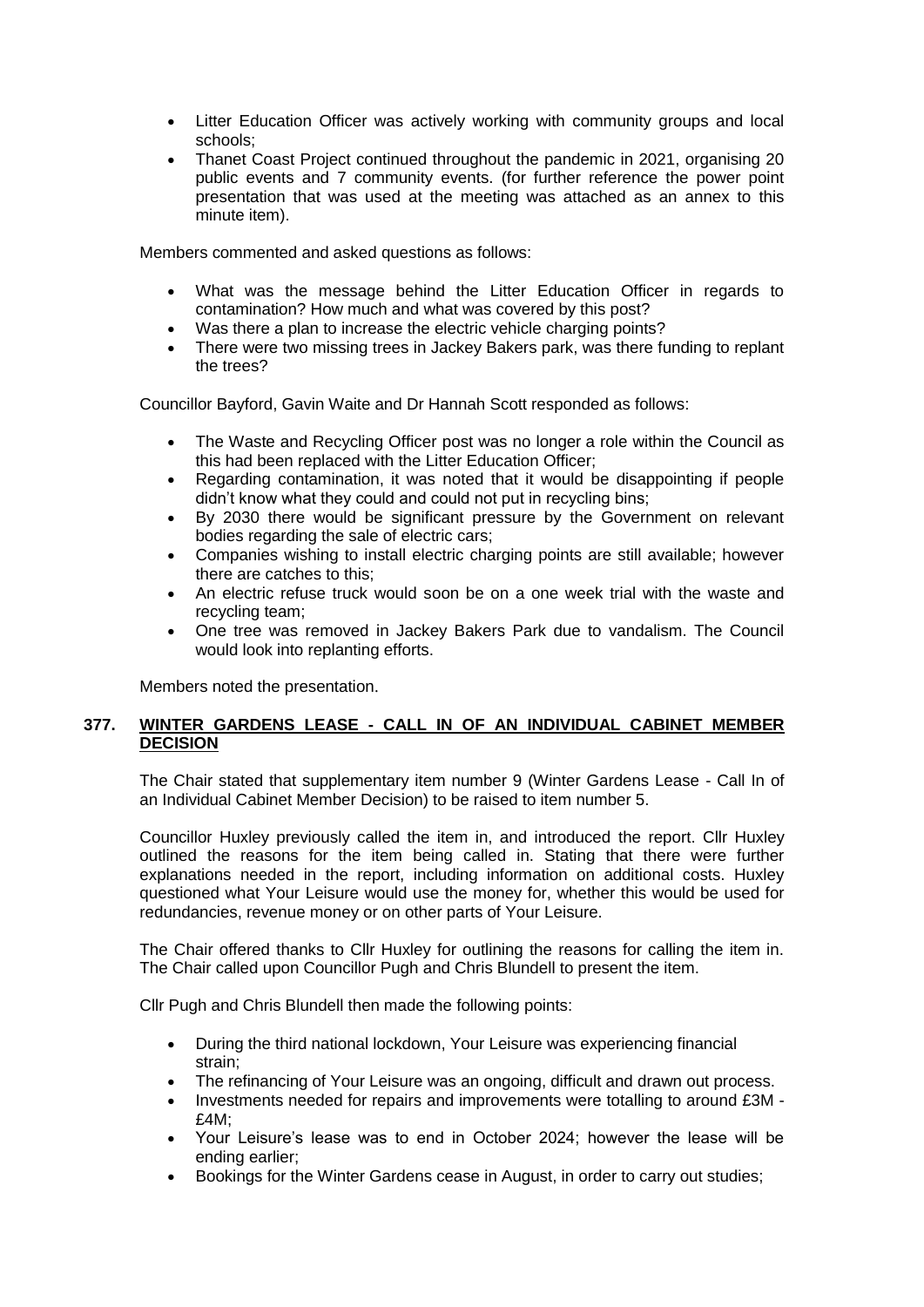- Litter Education Officer was actively working with community groups and local schools;
- Thanet Coast Project continued throughout the pandemic in 2021, organising 20 public events and 7 community events. (for further reference the power point presentation that was used at the meeting was attached as an annex to this minute item).

Members commented and asked questions as follows:

- What was the message behind the Litter Education Officer in regards to contamination? How much and what was covered by this post?
- Was there a plan to increase the electric vehicle charging points?
- There were two missing trees in Jackey Bakers park, was there funding to replant the trees?

Councillor Bayford, Gavin Waite and Dr Hannah Scott responded as follows:

- The Waste and Recycling Officer post was no longer a role within the Council as this had been replaced with the Litter Education Officer;
- Regarding contamination, it was noted that it would be disappointing if people didn't know what they could and could not put in recycling bins;
- By 2030 there would be significant pressure by the Government on relevant bodies regarding the sale of electric cars;
- Companies wishing to install electric charging points are still available; however there are catches to this;
- An electric refuse truck would soon be on a one week trial with the waste and recycling team;
- One tree was removed in Jackey Bakers Park due to vandalism. The Council would look into replanting efforts.

Members noted the presentation.

## 377. WINTER GARDENS LEASE - CALL IN OF AN INDIVIDUAL CABINET MEMBER DECISION

The Chair stated that supplementary item number 9 (Winter Gardens Lease - Call In of an Individual Cabinet Member Decision) to be raised to item number 5.

Councillor Huxley previously called the item in, and introduced the report. Cllr Huxley outlined the reasons for the item being called in. Stating that there were further explanations needed in the report, including information on additional costs. Huxley questioned what Your Leisure would use the money for, whether this would be used for redundancies, revenue money or on other parts of Your Leisure.

The Chair offered thanks to Cllr Huxley for outlining the reasons for calling the item in. The Chair called upon Councillor Pugh and Chris Blundell to present the item.

Cllr Pugh and Chris Blundell then made the following points:

- During the third national lockdown, Your Leisure was experiencing financial strain;
- The refinancing of Your Leisure was an ongoing, difficult and drawn out process.
- Investments needed for repairs and improvements were totalling to around £3M - £4M;
- Your Leisure's lease was to end in October 2024; however the lease will be ending earlier;
- Bookings for the Winter Gardens cease in August, in order to carry out studies;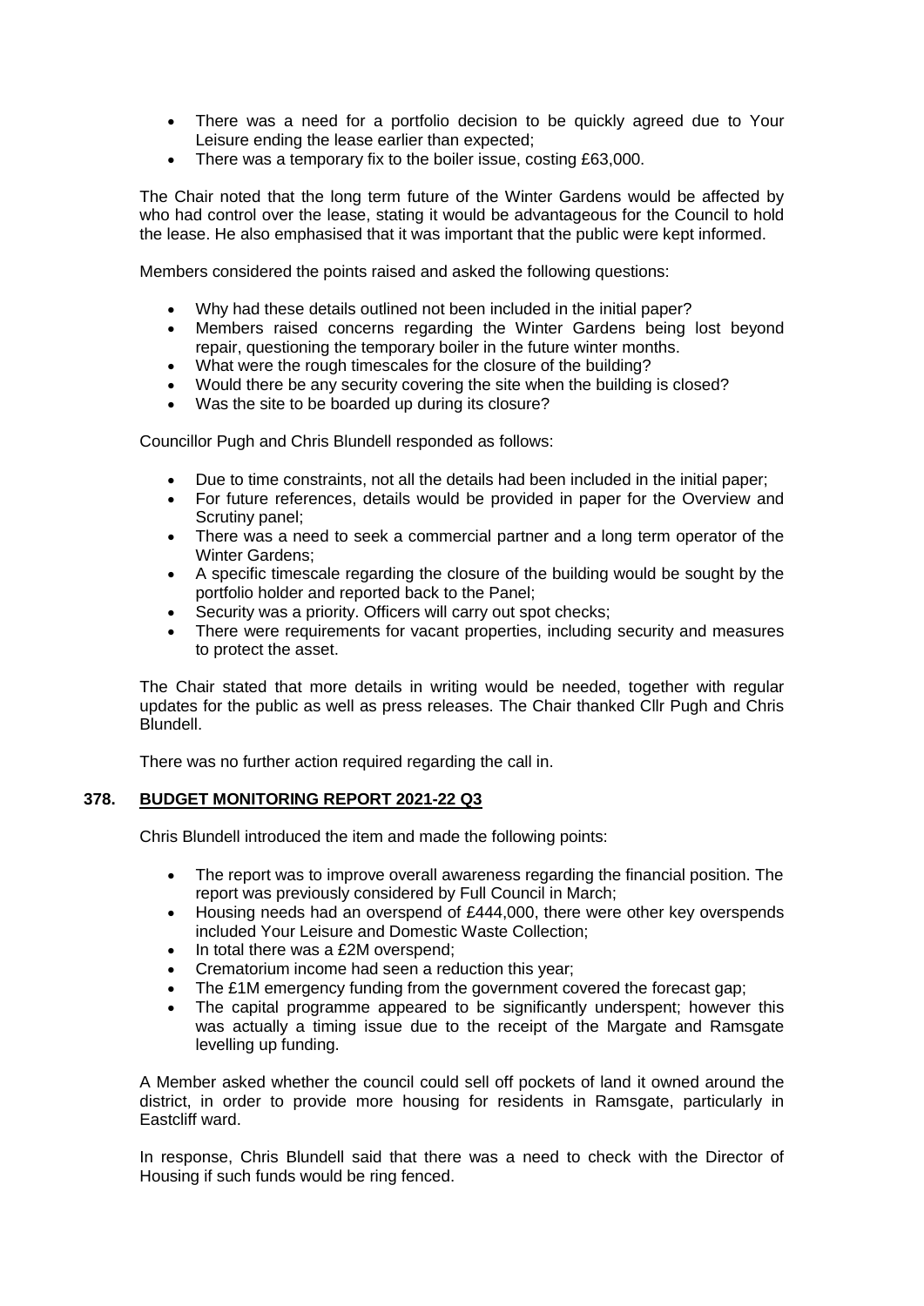- There was a need for a portfolio decision to be quickly agreed due to Your Leisure ending the lease earlier than expected;
- There was a temporary fix to the boiler issue, costing £63,000.

The Chair noted that the long term future of the Winter Gardens would be affected by who had control over the lease, stating it would be advantageous for the Council to hold the lease. He also emphasised that it was important that the public were kept informed.

Members considered the points raised and asked the following questions:

- Why had these details outlined not been included in the initial paper?
- Members raised concerns regarding the Winter Gardens being lost beyond repair, questioning the temporary boiler in the future winter months.
- What were the rough timescales for the closure of the building?
- Would there be any security covering the site when the building is closed?
- Was the site to be boarded up during its closure?

Councillor Pugh and Chris Blundell responded as follows:

- Due to time constraints, not all the details had been included in the initial paper;
- For future references, details would be provided in paper for the Overview and Scrutiny panel;
- There was a need to seek a commercial partner and a long term operator of the Winter Gardens;
- A specific timescale regarding the closure of the building would be sought by the portfolio holder and reported back to the Panel;
- Security was a priority. Officers will carry out spot checks;
- There were requirements for vacant properties, including security and measures to protect the asset.

The Chair stated that more details in writing would be needed, together with regular updates for the public as well as press releases. The Chair thanked Cllr Pugh and Chris Blundell.

There was no further action required regarding the call in.

### 378. BUDGET MONITORING REPORT 2021-22 Q3

Chris Blundell introduced the item and made the following points:

- The report was to improve overall awareness regarding the financial position. The report was previously considered by Full Council in March;
- Housing needs had an overspend of £444,000, there were other key overspends included Your Leisure and Domestic Waste Collection;
- In total there was a £2M overspend;
- Crematorium income had seen a reduction this year;
- The £1M emergency funding from the government covered the forecast gap;
- The capital programme appeared to be significantly underspent; however this was actually a timing issue due to the receipt of the Margate and Ramsgate levelling up funding.

A Member asked whether the council could sell off pockets of land it owned around the district, in order to provide more housing for residents in Ramsgate, particularly in Eastcliff ward.

In response, Chris Blundell said that there was a need to check with the Director of Housing if such funds would be ring fenced.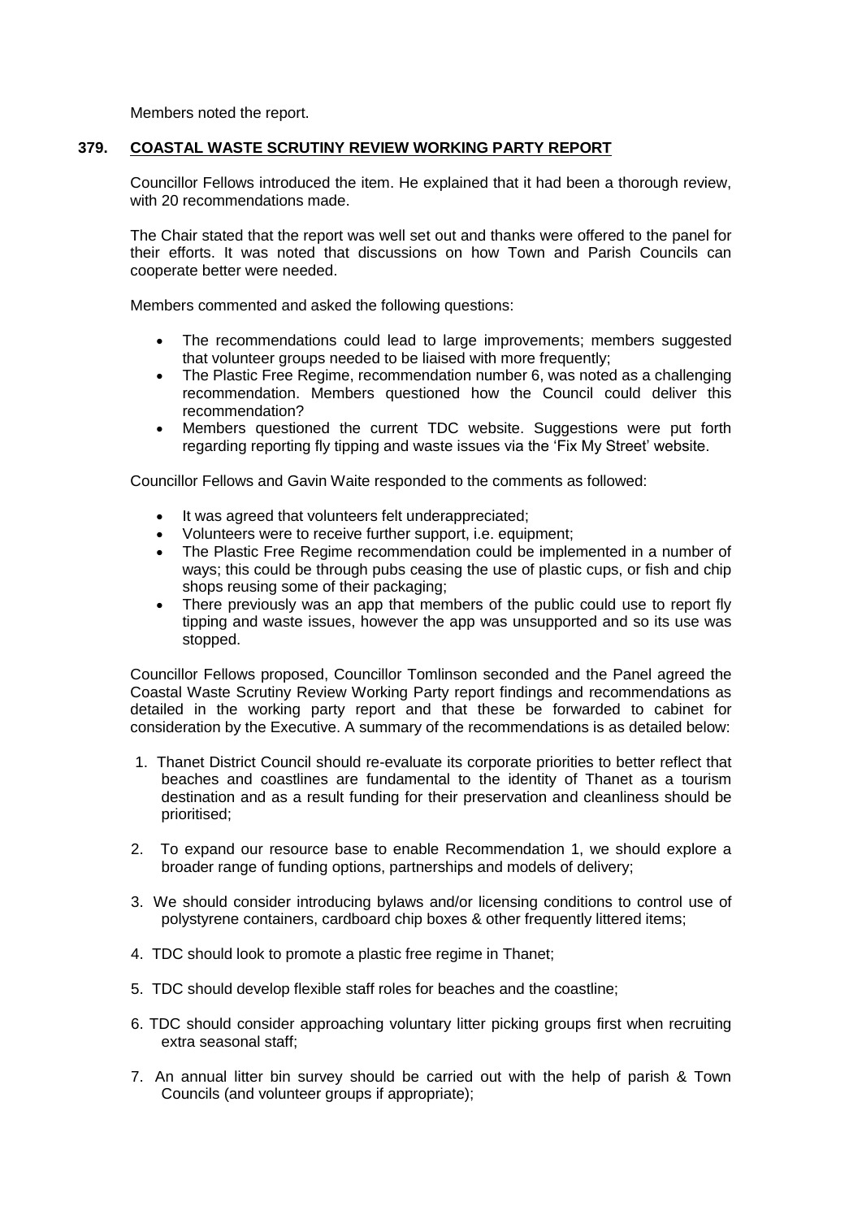Members noted the report.

## 379. COASTAL WASTE SCRUTINY REVIEW WORKING PARTY REPORT

Councillor Fellows introduced the item. He explained that it had been a thorough review, with 20 recommendations made.

The Chair stated that the report was well set out and thanks were offered to the panel for their efforts. It was noted that discussions on how Town and Parish Councils can cooperate better were needed.

Members commented and asked the following questions:

- The recommendations could lead to large improvements; members suggested that volunteer groups needed to be liaised with more frequently;
- The Plastic Free Regime, recommendation number 6, was noted as a challenging recommendation. Members questioned how the Council could deliver this recommendation?
- Members questioned the current TDC website. Suggestions were put forth regarding reporting fly tipping and waste issues via the 'Fix My Street' website.

Councillor Fellows and Gavin Waite responded to the comments as followed:

- It was agreed that volunteers felt underappreciated;
- Volunteers were to receive further support, i.e. equipment;
- The Plastic Free Regime recommendation could be implemented in a number of ways; this could be through pubs ceasing the use of plastic cups, or fish and chip shops reusing some of their packaging;
- There previously was an app that members of the public could use to report fly tipping and waste issues, however the app was unsupported and so its use was stopped.

Councillor Fellows proposed, Councillor Tomlinson seconded and the Panel agreed the Coastal Waste Scrutiny Review Working Party report findings and recommendations as detailed in the working party report and that these be forwarded to cabinet for consideration by the Executive. A summary of the recommendations is as detailed below:

1. Thanet District Council should re-evaluate its corporate priorities to better reflect that beaches and coastlines are fundamental to the identity of Thanet as a tourism destination and as a result funding for their preservation and cleanliness should be prioritised;

2. To expand our resource base to enable Recommendation 1, we should explore a broader range of funding options, partnerships and models of delivery;

3. We should consider introducing bylaws and/or licensing conditions to control use of polystyrene containers, cardboard chip boxes & other frequently littered items;

4. TDC should look to promote a plastic free regime in Thanet;

5. TDC should develop flexible staff roles for beaches and the coastline;

6. TDC should consider approaching voluntary litter picking groups first when recruiting extra seasonal staff;

7. An annual litter bin survey should be carried out with the help of parish & Town Councils (and volunteer groups if appropriate);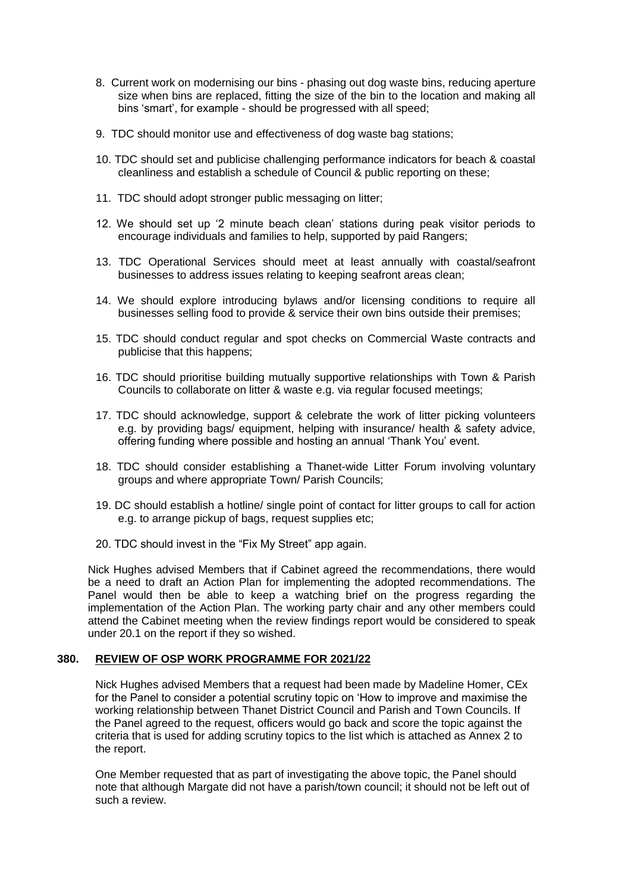8. Current work on modernising our bins - phasing out dog waste bins, reducing aperture size when bins are replaced, fitting the size of the bin to the location and making all bins 'smart', for example - should be progressed with all speed;

9. TDC should monitor use and effectiveness of dog waste bag stations;

10. TDC should set and publicise challenging performance indicators for beach & coastal cleanliness and establish a schedule of Council & public reporting on these;

11. TDC should adopt stronger public messaging on litter;

12. We should set up '2 minute beach clean' stations during peak visitor periods to encourage individuals and families to help, supported by paid Rangers;

13. TDC Operational Services should meet at least annually with coastal/seafront businesses to address issues relating to keeping seafront areas clean;

14. We should explore introducing bylaws and/or licensing conditions to require all businesses selling food to provide & service their own bins outside their premises;

15. TDC should conduct regular and spot checks on Commercial Waste contracts and publicise that this happens;

16. TDC should prioritise building mutually supportive relationships with Town & Parish Councils to collaborate on litter & waste e.g. via regular focused meetings;

17. TDC should acknowledge, support & celebrate the work of litter picking volunteers e.g. by providing bags/ equipment, helping with insurance/ health & safety advice, offering funding where possible and hosting an annual 'Thank You' event.

18. TDC should consider establishing a Thanet-wide Litter Forum involving voluntary groups and where appropriate Town/ Parish Councils;

19. DC should establish a hotline/ single point of contact for litter groups to call for action e.g. to arrange pickup of bags, request supplies etc;

20. TDC should invest in the "Fix My Street" app again.

Nick Hughes advised Members that if Cabinet agreed the recommendations, there would be a need to draft an Action Plan for implementing the adopted recommendations. The Panel would then be able to keep a watching brief on the progress regarding the implementation of the Action Plan. The working party chair and any other members could attend the Cabinet meeting when the review findings report would be considered to speak under 20.1 on the report if they so wished.

## 380. REVIEW OF OSP WORK PROGRAMME FOR 2021/22

Nick Hughes advised Members that a request had been made by Madeline Homer, CEx for the Panel to consider a potential scrutiny topic on 'How to improve and maximise the working relationship between Thanet District Council and Parish and Town Councils. If the Panel agreed to the request, officers would go back and score the topic against the criteria that is used for adding scrutiny topics to the list which is attached as Annex 2 to the report.

One Member requested that as part of investigating the above topic, the Panel should note that although Margate did not have a parish/town council; it should not be left out of such a review.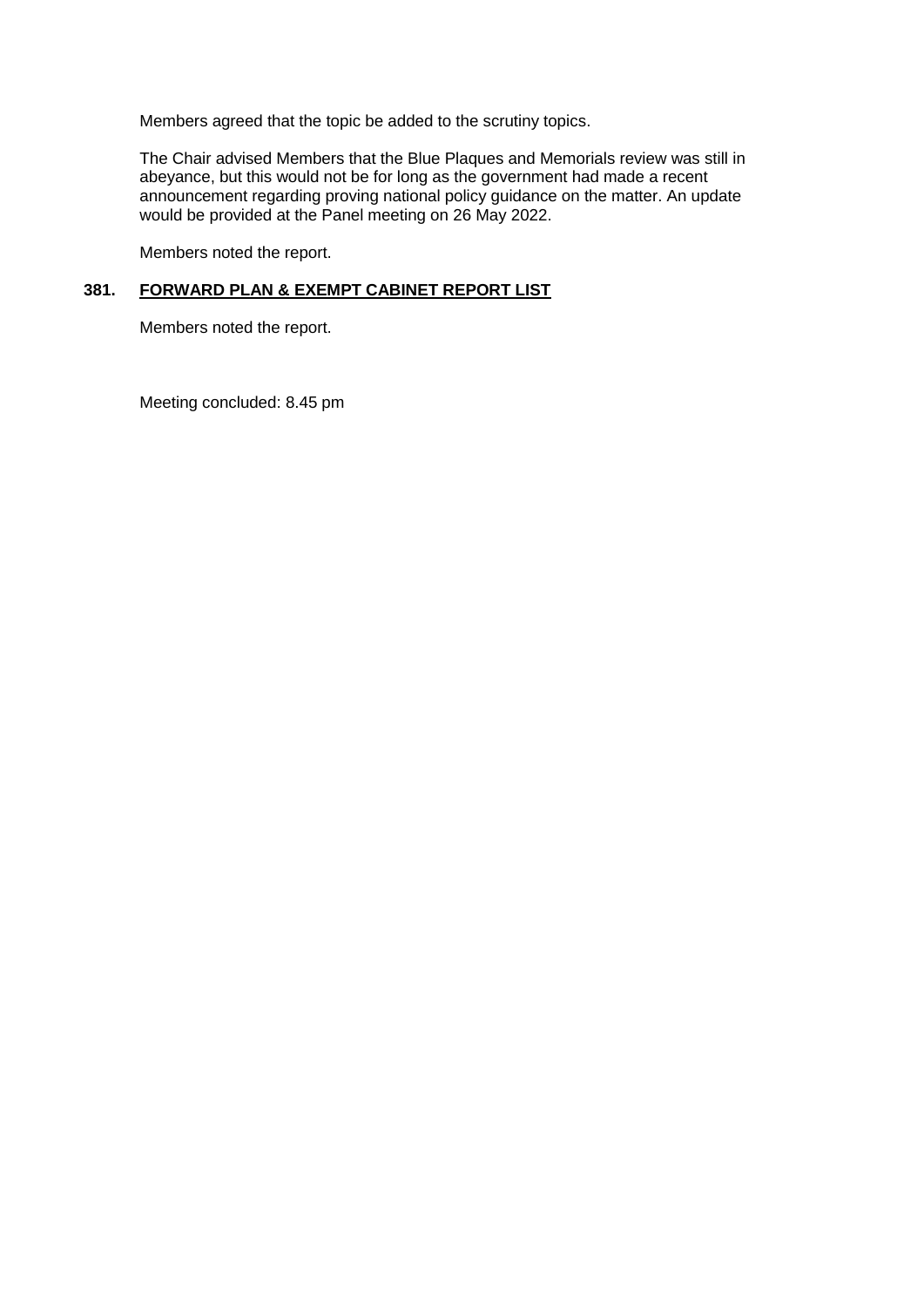Members agreed that the topic be added to the scrutiny topics.

The Chair advised Members that the Blue Plaques and Memorials review was still in abeyance, but this would not be for long as the government had made a recent announcement regarding proving national policy guidance on the matter. An update would be provided at the Panel meeting on 26 May 2022.

Members noted the report.

## 381. FORWARD PLAN & EXEMPT CABINET REPORT LIST

Members noted the report.

Meeting concluded: 8.45 pm